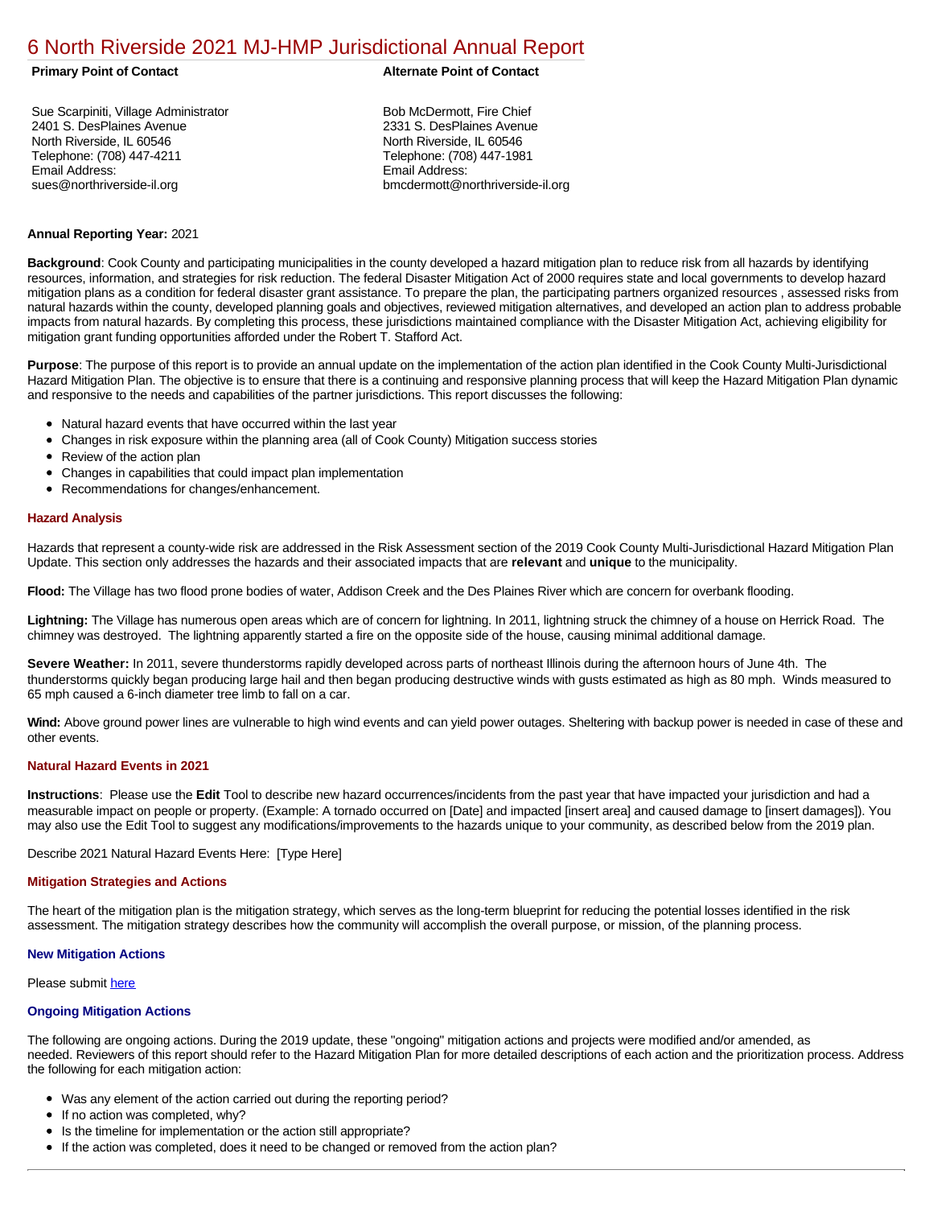# 6 North Riverside 2021 MJ-HMP Jurisdictional Annual Report

**Primary Point of Contact**

Sue Scarpiniti, Village Administrator
2401 S. DesPlaines Avenue
North Riverside, IL 60546
Telephone: (708) 447-4211
Email Address:
sues@northriverside-il.org

**Alternate Point of Contact**

Bob McDermott, Fire Chief
2331 S. DesPlaines Avenue
North Riverside, IL 60546
Telephone: (708) 447-1981
Email Address:
bmcdermott@northriverside-il.org

**Annual Reporting Year:** 2021

**Background**: Cook County and participating municipalities in the county developed a hazard mitigation plan to reduce risk from all hazards by identifying resources, information, and strategies for risk reduction. The federal Disaster Mitigation Act of 2000 requires state and local governments to develop hazard mitigation plans as a condition for federal disaster grant assistance. To prepare the plan, the participating partners organized resources , assessed risks from natural hazards within the county, developed planning goals and objectives, reviewed mitigation alternatives, and developed an action plan to address probable impacts from natural hazards. By completing this process, these jurisdictions maintained compliance with the Disaster Mitigation Act, achieving eligibility for mitigation grant funding opportunities afforded under the Robert T. Stafford Act.

**Purpose**: The purpose of this report is to provide an annual update on the implementation of the action plan identified in the Cook County Multi-Jurisdictional Hazard Mitigation Plan. The objective is to ensure that there is a continuing and responsive planning process that will keep the Hazard Mitigation Plan dynamic and responsive to the needs and capabilities of the partner jurisdictions. This report discusses the following:

- Natural hazard events that have occurred within the last year
- Changes in risk exposure within the planning area (all of Cook County) Mitigation success stories
- Review of the action plan
- Changes in capabilities that could impact plan implementation
- Recommendations for changes/enhancement.

## Hazard Analysis

Hazards that represent a county-wide risk are addressed in the Risk Assessment section of the 2019 Cook County Multi-Jurisdictional Hazard Mitigation Plan Update. This section only addresses the hazards and their associated impacts that are **relevant** and **unique** to the municipality.

**Flood:** The Village has two flood prone bodies of water, Addison Creek and the Des Plaines River which are concern for overbank flooding.

**Lightning:** The Village has numerous open areas which are of concern for lightning. In 2011, lightning struck the chimney of a house on Herrick Road. The chimney was destroyed. The lightning apparently started a fire on the opposite side of the house, causing minimal additional damage.

**Severe Weather:** In 2011, severe thunderstorms rapidly developed across parts of northeast Illinois during the afternoon hours of June 4th. The thunderstorms quickly began producing large hail and then began producing destructive winds with gusts estimated as high as 80 mph. Winds measured to 65 mph caused a 6-inch diameter tree limb to fall on a car.

**Wind:** Above ground power lines are vulnerable to high wind events and can yield power outages. Sheltering with backup power is needed in case of these and other events.

## Natural Hazard Events in 2021

**Instructions**: Please use the **Edit** Tool to describe new hazard occurrences/incidents from the past year that have impacted your jurisdiction and had a measurable impact on people or property. (Example: A tornado occurred on [Date] and impacted [insert area] and caused damage to [insert damages]). You may also use the Edit Tool to suggest any modifications/improvements to the hazards unique to your community, as described below from the 2019 plan.

Describe 2021 Natural Hazard Events Here: [Type Here]

## Mitigation Strategies and Actions

The heart of the mitigation plan is the mitigation strategy, which serves as the long-term blueprint for reducing the potential losses identified in the risk assessment. The mitigation strategy describes how the community will accomplish the overall purpose, or mission, of the planning process.

### New Mitigation Actions

Please submit here

### Ongoing Mitigation Actions

The following are ongoing actions. During the 2019 update, these "ongoing" mitigation actions and projects were modified and/or amended, as needed. Reviewers of this report should refer to the Hazard Mitigation Plan for more detailed descriptions of each action and the prioritization process. Address the following for each mitigation action:

- Was any element of the action carried out during the reporting period?
- If no action was completed, why?
- Is the timeline for implementation or the action still appropriate?
- If the action was completed, does it need to be changed or removed from the action plan?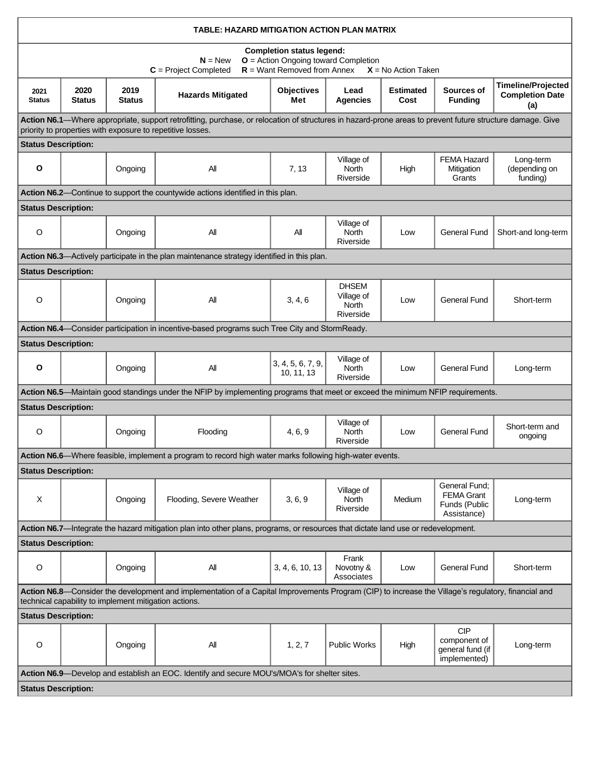| **TABLE: HAZARD MITIGATION ACTION PLAN MATRIX** | | | | | | | | |
|---|---|---|---|---|---|---|---|---|
| **Completion status legend:** **N** = New **O** = Action Ongoing toward Completion **C** = Project Completed **R** = Want Removed from Annex **X** = No Action Taken | | | | | | | | |
| **2021 Status** | **2020 Status** | **2019 Status** | **Hazards Mitigated** | **Objectives Met** | **Lead Agencies** | **Estimated Cost** | **Sources of Funding** | **Timeline/Projected Completion Date (a)** |
| **Action N6.1**—Where appropriate, support retrofitting, purchase, or relocation of structures in hazard-prone areas to prevent future structure damage. Give priority to properties with exposure to repetitive losses. | | | | | | | | |
| **Status Description:** | | | | | | | | |
| **O** | | Ongoing | All | 7, 13 | Village of North Riverside | High | FEMA Hazard Mitigation Grants | Long-term (depending on funding) |
| **Action N6.2**—Continue to support the countywide actions identified in this plan. | | | | | | | | |
| **Status Description:** | | | | | | | | |
| O | | Ongoing | All | All | Village of North Riverside | Low | General Fund | Short-and long-term |
| **Action N6.3**—Actively participate in the plan maintenance strategy identified in this plan. | | | | | | | | |
| **Status Description:** | | | | | | | | |
| O | | Ongoing | All | 3, 4, 6 | DHSEM Village of North Riverside | Low | General Fund | Short-term |
| **Action N6.4**—Consider participation in incentive-based programs such Tree City and StormReady. | | | | | | | | |
| **Status Description:** | | | | | | | | |
| **O** | | Ongoing | All | 3, 4, 5, 6, 7, 9, 10, 11, 13 | Village of North Riverside | Low | General Fund | Long-term |
| **Action N6.5**—Maintain good standings under the NFIP by implementing programs that meet or exceed the minimum NFIP requirements. | | | | | | | | |
| **Status Description:** | | | | | | | | |
| O | | Ongoing | Flooding | 4, 6, 9 | Village of North Riverside | Low | General Fund | Short-term and ongoing |
| **Action N6.6**—Where feasible, implement a program to record high water marks following high-water events. | | | | | | | | |
| **Status Description:** | | | | | | | | |
| X | | Ongoing | Flooding, Severe Weather | 3, 6, 9 | Village of North Riverside | Medium | General Fund; FEMA Grant Funds (Public Assistance) | Long-term |
| **Action N6.7**—Integrate the hazard mitigation plan into other plans, programs, or resources that dictate land use or redevelopment. | | | | | | | | |
| **Status Description:** | | | | | | | | |
| O | | Ongoing | All | 3, 4, 6, 10, 13 | Frank Novotny & Associates | Low | General Fund | Short-term |
| **Action N6.8**—Consider the development and implementation of a Capital Improvements Program (CIP) to increase the Village's regulatory, financial and technical capability to implement mitigation actions. | | | | | | | | |
| **Status Description:** | | | | | | | | |
| O | | Ongoing | All | 1, 2, 7 | Public Works | High | CIP component of general fund (if implemented) | Long-term |
| **Action N6.9**—Develop and establish an EOC. Identify and secure MOU's/MOA's for shelter sites. | | | | | | | | |
| **Status Description:** | | | | | | | | |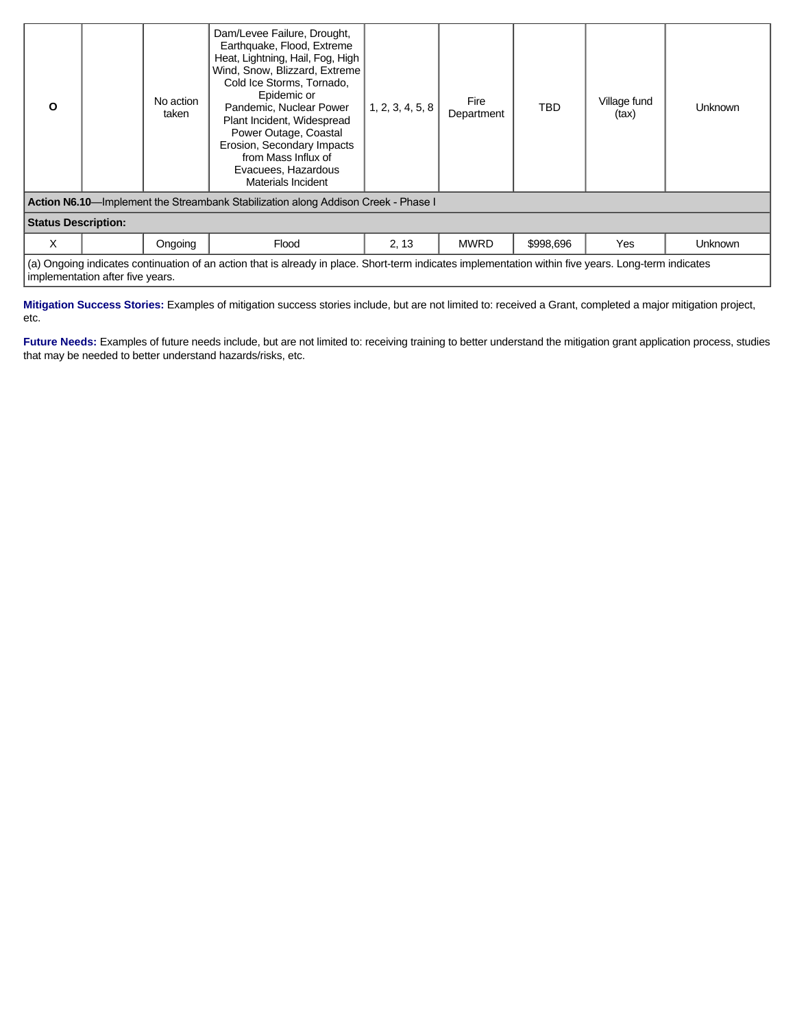| | | | | | | | | |
|---|---|---|---|---|---|---|---|---|
| **O** | | No action taken | Dam/Levee Failure, Drought, Earthquake, Flood, Extreme Heat, Lightning, Hail, Fog, High Wind, Snow, Blizzard, Extreme Cold Ice Storms, Tornado, Epidemic or Pandemic, Nuclear Power Plant Incident, Widespread Power Outage, Coastal Erosion, Secondary Impacts from Mass Influx of Evacuees, Hazardous Materials Incident | 1, 2, 3, 4, 5, 8 | Fire Department | TBD | Village fund (tax) | Unknown |
| **Action N6.10**—Implement the Streambank Stabilization along Addison Creek - Phase I | | | | | | | | |
| **Status Description:** | | | | | | | | |
| X | | Ongoing | Flood | 2, 13 | MWRD | $998,696 | Yes | Unknown |
| (a) Ongoing indicates continuation of an action that is already in place. Short-term indicates implementation within five years. Long-term indicates implementation after five years. | | | | | | | | |

**Mitigation Success Stories:** Examples of mitigation success stories include, but are not limited to: received a Grant, completed a major mitigation project, etc.

**Future Needs:** Examples of future needs include, but are not limited to: receiving training to better understand the mitigation grant application process, studies that may be needed to better understand hazards/risks, etc.